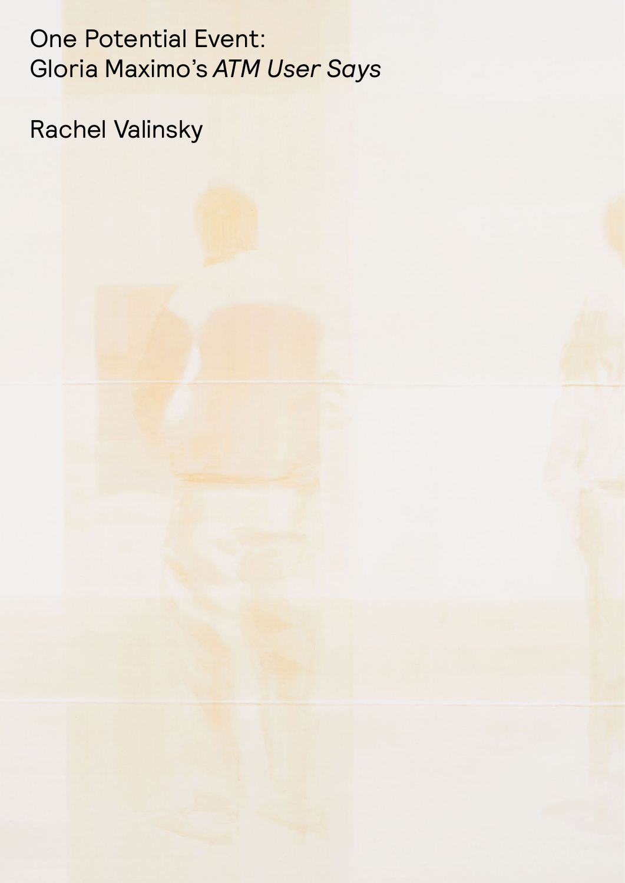# One Potential Event: Gloria Maximo's *ATM User Says*

Rachel Valinsky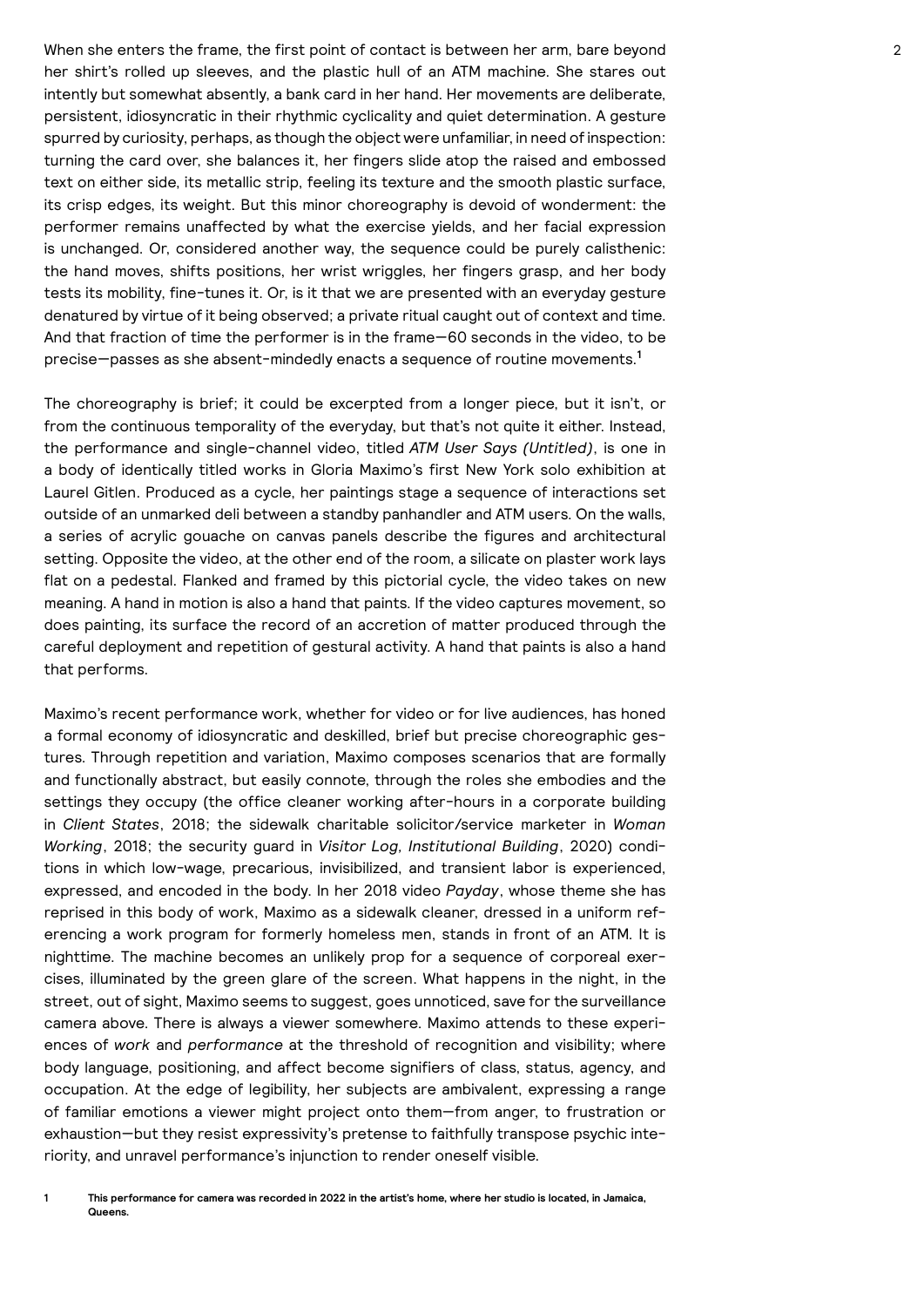When she enters the frame, the first point of contact is between her arm, bare beyond her shirt's rolled up sleeves, and the plastic hull of an ATM machine. She stares out intently but somewhat absently, a bank card in her hand. Her movements are deliberate, persistent, idiosyncratic in their rhythmic cyclicality and quiet determination. A gesture spurred by curiosity, perhaps, as though the object were unfamiliar, in need of inspection: turning the card over, she balances it, her fingers slide atop the raised and embossed text on either side, its metallic strip, feeling its texture and the smooth plastic surface, its crisp edges, its weight. But this minor choreography is devoid of wonderment: the performer remains unaffected by what the exercise yields, and her facial expression is unchanged. Or, considered another way, the sequence could be purely calisthenic: the hand moves, shifts positions, her wrist wriggles, her fingers grasp, and her body tests its mobility, fine-tunes it. Or, is it that we are presented with an everyday gesture denatured by virtue of it being observed; a private ritual caught out of context and time. And that fraction of time the performer is in the frame—60 seconds in the video, to be precise—passes as she absent-mindedly enacts a sequence of routine movements.[1]

The choreography is brief; it could be excerpted from a longer piece, but it isn't, or from the continuous temporality of the everyday, but that's not quite it either. Instead, the performance and single-channel video, titled *ATM User Says (Untitled)*, is one in a body of identically titled works in Gloria Maximo's first New York solo exhibition at Laurel Gitlen. Produced as a cycle, her paintings stage a sequence of interactions set outside of an unmarked deli between a standby panhandler and ATM users. On the walls, a series of acrylic gouache on canvas panels describe the figures and architectural setting. Opposite the video, at the other end of the room, a silicate on plaster work lays flat on a pedestal. Flanked and framed by this pictorial cycle, the video takes on new meaning. A hand in motion is also a hand that paints. If the video captures movement, so does painting, its surface the record of an accretion of matter produced through the careful deployment and repetition of gestural activity. A hand that paints is also a hand that performs.

Maximo's recent performance work, whether for video or for live audiences, has honed a formal economy of idiosyncratic and deskilled, brief but precise choreographic gestures. Through repetition and variation, Maximo composes scenarios that are formally and functionally abstract, but easily connote, through the roles she embodies and the settings they occupy (the office cleaner working after-hours in a corporate building in *Client States*, 2018; the sidewalk charitable solicitor/service marketer in *Woman Working*, 2018; the security guard in *Visitor Log, Institutional Building*, 2020) conditions in which low-wage, precarious, invisibilized, and transient labor is experienced, expressed, and encoded in the body. In her 2018 video *Payday*, whose theme she has reprised in this body of work, Maximo as a sidewalk cleaner, dressed in a uniform referencing a work program for formerly homeless men, stands in front of an ATM. It is nighttime. The machine becomes an unlikely prop for a sequence of corporeal exercises, illuminated by the green glare of the screen. What happens in the night, in the street, out of sight, Maximo seems to suggest, goes unnoticed, save for the surveillance camera above. There is always a viewer somewhere. Maximo attends to these experiences of *work* and *performance* at the threshold of recognition and visibility; where body language, positioning, and affect become signifiers of class, status, agency, and occupation. At the edge of legibility, her subjects are ambivalent, expressing a range of familiar emotions a viewer might project onto them—from anger, to frustration or exhaustion—but they resist expressivity's pretense to faithfully transpose psychic interiority, and unravel performance's injunction to render oneself visible.

[1] **This performance for camera was recorded in 2022 in the artist's home, where her studio is located, in Jamaica, Queens.**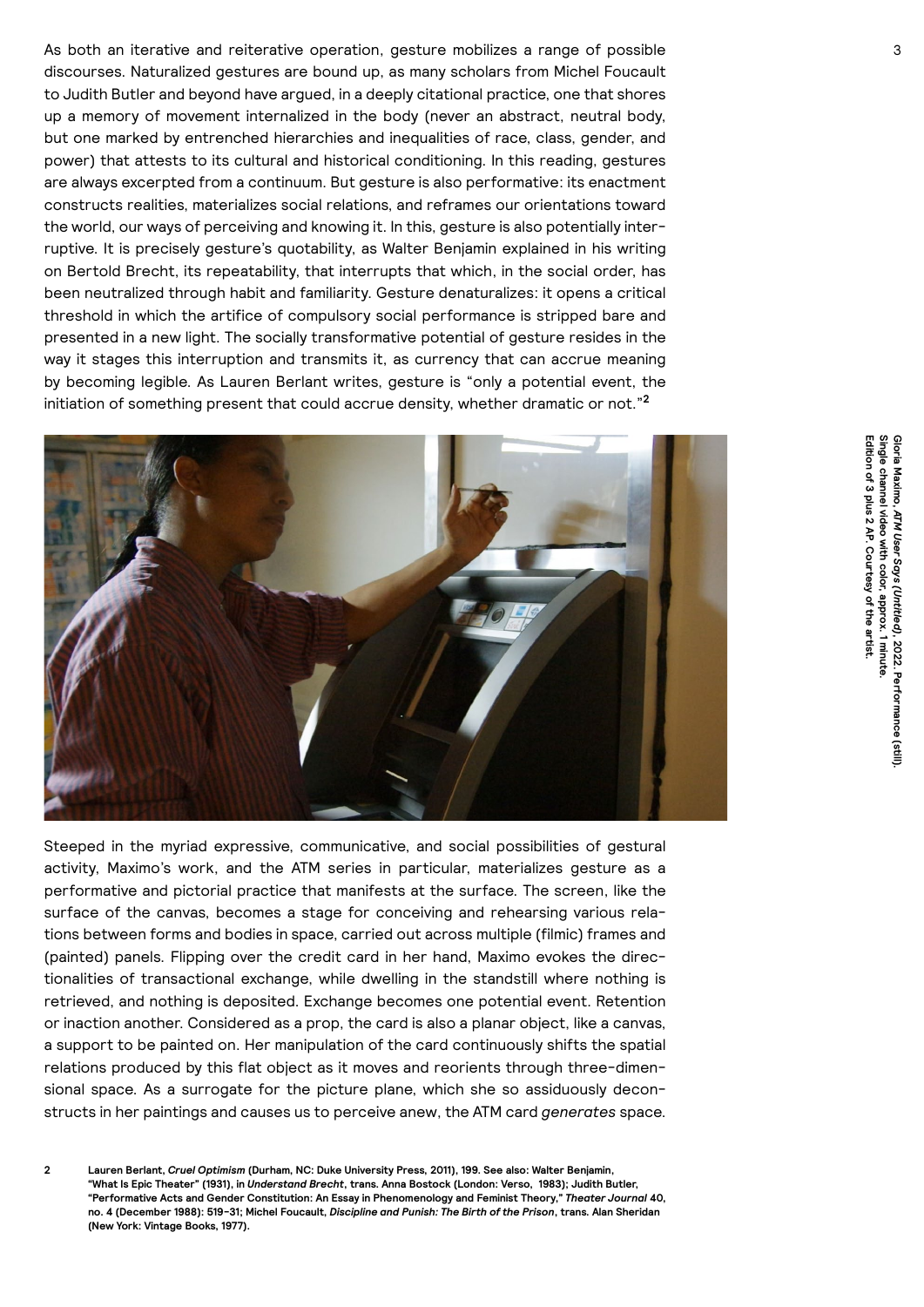As both an iterative and reiterative operation, gesture mobilizes a range of possible discourses. Naturalized gestures are bound up, as many scholars from Michel Foucault to Judith Butler and beyond have argued, in a deeply citational practice, one that shores up a memory of movement internalized in the body (never an abstract, neutral body, but one marked by entrenched hierarchies and inequalities of race, class, gender, and power) that attests to its cultural and historical conditioning. In this reading, gestures are always excerpted from a continuum. But gesture is also performative: its enactment constructs realities, materializes social relations, and reframes our orientations toward the world, our ways of perceiving and knowing it. In this, gesture is also potentially interruptive. It is precisely gesture's quotability, as Walter Benjamin explained in his writing on Bertold Brecht, its repeatability, that interrupts that which, in the social order, has been neutralized through habit and familiarity. Gesture denaturalizes: it opens a critical threshold in which the artifice of compulsory social performance is stripped bare and presented in a new light. The socially transformative potential of gesture resides in the way it stages this interruption and transmits it, as currency that can accrue meaning by becoming legible. As Lauren Berlant writes, gesture is "only a potential event, the initiation of something present that could accrue density, whether dramatic or not."[2]

**Gloria Maximo, *ATM User Says (Untitled)*, 2022. Performance (still). Single channel video with color, approx. 1 minute. Edition of 3 plus 2 AP. Courtesy of the artist.**

Steeped in the myriad expressive, communicative, and social possibilities of gestural activity, Maximo's work, and the ATM series in particular, materializes gesture as a performative and pictorial practice that manifests at the surface. The screen, like the surface of the canvas, becomes a stage for conceiving and rehearsing various relations between forms and bodies in space, carried out across multiple (filmic) frames and (painted) panels. Flipping over the credit card in her hand, Maximo evokes the directionalities of transactional exchange, while dwelling in the standstill where nothing is retrieved, and nothing is deposited. Exchange becomes one potential event. Retention or inaction another. Considered as a prop, the card is also a planar object, like a canvas, a support to be painted on. Her manipulation of the card continuously shifts the spatial relations produced by this flat object as it moves and reorients through three-dimensional space. As a surrogate for the picture plane, which she so assiduously deconstructs in her paintings and causes us to perceive anew, the ATM card *generates* space.

2 Lauren Berlant, *Cruel Optimism* (Durham, NC: Duke University Press, 2011), 199. See also: Walter Benjamin, "What Is Epic Theater" (1931), in *Understand Brecht*, trans. Anna Bostock (London: Verso, 1983); Judith Butler, "Performative Acts and Gender Constitution: An Essay in Phenomenology and Feminist Theory," *Theater Journal* 40, no. 4 (December 1988): 519–31; Michel Foucault, *Discipline and Punish: The Birth of the Prison*, trans. Alan Sheridan (New York: Vintage Books, 1977).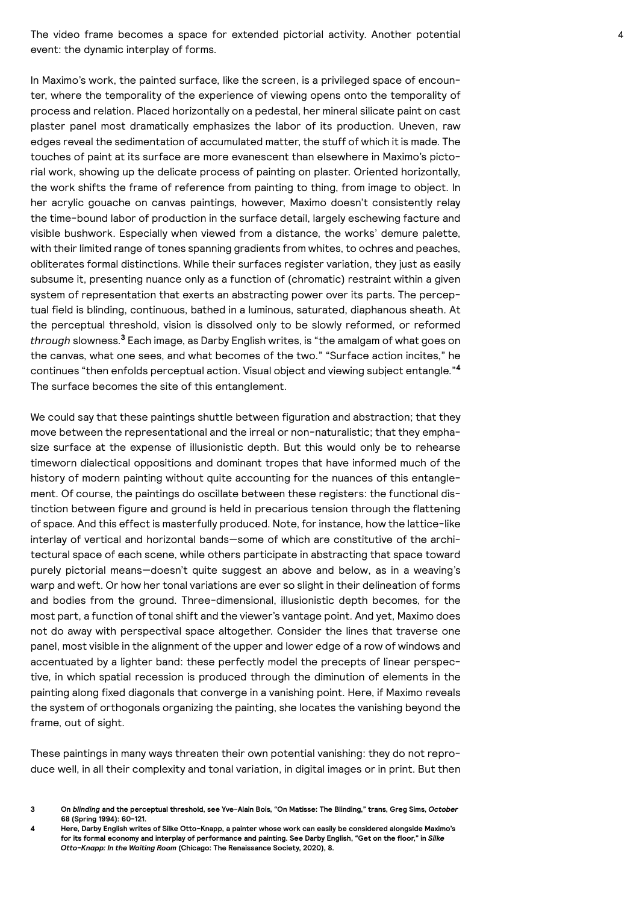The video frame becomes a space for extended pictorial activity. Another potential event: the dynamic interplay of forms.

In Maximo's work, the painted surface, like the screen, is a privileged space of encounter, where the temporality of the experience of viewing opens onto the temporality of process and relation. Placed horizontally on a pedestal, her mineral silicate paint on cast plaster panel most dramatically emphasizes the labor of its production. Uneven, raw edges reveal the sedimentation of accumulated matter, the stuff of which it is made. The touches of paint at its surface are more evanescent than elsewhere in Maximo's pictorial work, showing up the delicate process of painting on plaster. Oriented horizontally, the work shifts the frame of reference from painting to thing, from image to object. In her acrylic gouache on canvas paintings, however, Maximo doesn't consistently relay the time-bound labor of production in the surface detail, largely eschewing facture and visible bushwork. Especially when viewed from a distance, the works' demure palette, with their limited range of tones spanning gradients from whites, to ochres and peaches, obliterates formal distinctions. While their surfaces register variation, they just as easily subsume it, presenting nuance only as a function of (chromatic) restraint within a given system of representation that exerts an abstracting power over its parts. The perceptual field is blinding, continuous, bathed in a luminous, saturated, diaphanous sheath. At the perceptual threshold, vision is dissolved only to be slowly reformed, or reformed *through* slowness.[3] Each image, as Darby English writes, is "the amalgam of what goes on the canvas, what one sees, and what becomes of the two." "Surface action incites," he continues "then enfolds perceptual action. Visual object and viewing subject entangle."[4] The surface becomes the site of this entanglement.

We could say that these paintings shuttle between figuration and abstraction; that they move between the representational and the irreal or non-naturalistic; that they emphasize surface at the expense of illusionistic depth. But this would only be to rehearse timeworn dialectical oppositions and dominant tropes that have informed much of the history of modern painting without quite accounting for the nuances of this entanglement. Of course, the paintings do oscillate between these registers: the functional distinction between figure and ground is held in precarious tension through the flattening of space. And this effect is masterfully produced. Note, for instance, how the lattice-like interlay of vertical and horizontal bands—some of which are constitutive of the architectural space of each scene, while others participate in abstracting that space toward purely pictorial means—doesn't quite suggest an above and below, as in a weaving's warp and weft. Or how her tonal variations are ever so slight in their delineation of forms and bodies from the ground. Three-dimensional, illusionistic depth becomes, for the most part, a function of tonal shift and the viewer's vantage point. And yet, Maximo does not do away with perspectival space altogether. Consider the lines that traverse one panel, most visible in the alignment of the upper and lower edge of a row of windows and accentuated by a lighter band: these perfectly model the precepts of linear perspective, in which spatial recession is produced through the diminution of elements in the painting along fixed diagonals that converge in a vanishing point. Here, if Maximo reveals the system of orthogonals organizing the painting, she locates the vanishing beyond the frame, out of sight.

These paintings in many ways threaten their own potential vanishing: they do not reproduce well, in all their complexity and tonal variation, in digital images or in print. But then

3 On *blinding* and the perceptual threshold, see Yve-Alain Bois, "On Matisse: The Blinding," trans, Greg Sims, *October* 68 (Spring 1994): 60–121.

4 Here, Darby English writes of Silke Otto-Knapp, a painter whose work can easily be considered alongside Maximo's for its formal economy and interplay of performance and painting. See Darby English, "Get on the floor," in *Silke Otto-Knapp: In the Waiting Room* (Chicago: The Renaissance Society, 2020), 8.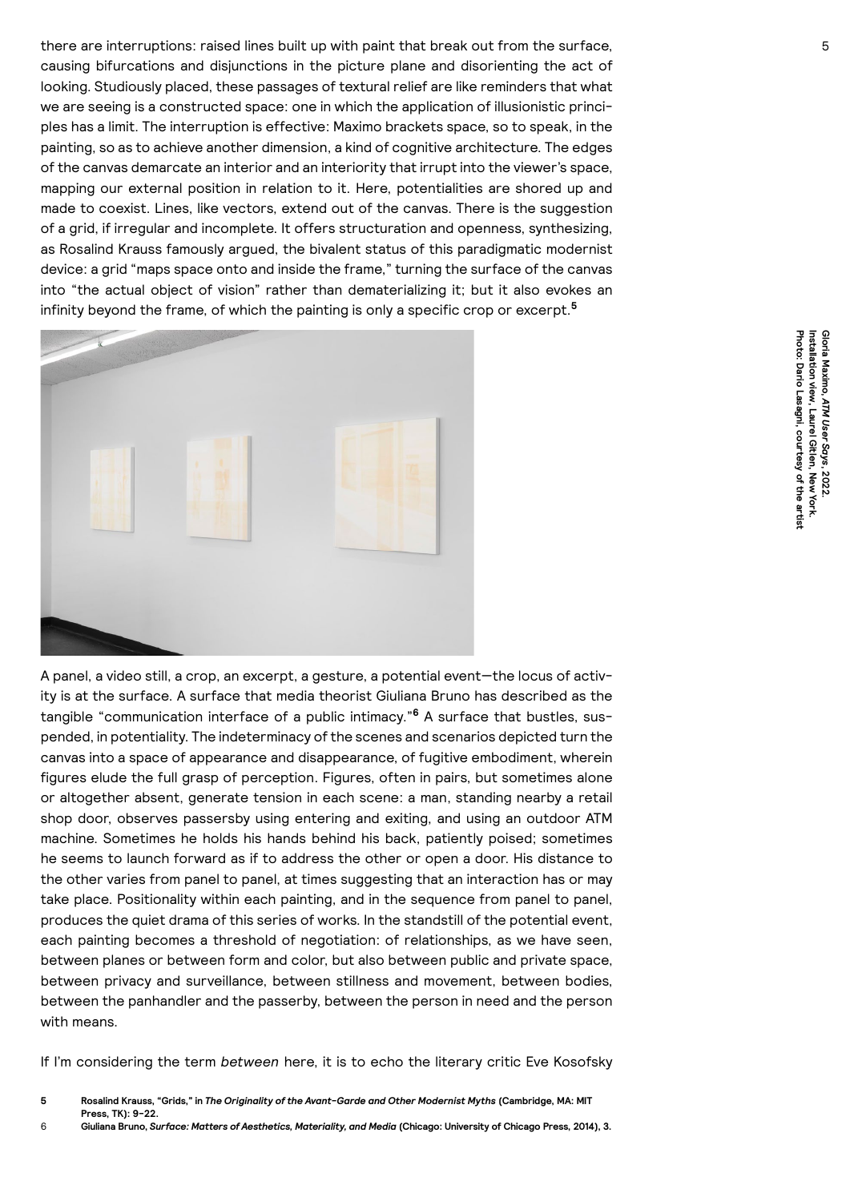there are interruptions: raised lines built up with paint that break out from the surface, causing bifurcations and disjunctions in the picture plane and disorienting the act of looking. Studiously placed, these passages of textural relief are like reminders that what we are seeing is a constructed space: one in which the application of illusionistic principles has a limit. The interruption is effective: Maximo brackets space, so to speak, in the painting, so as to achieve another dimension, a kind of cognitive architecture. The edges of the canvas demarcate an interior and an interiority that irrupt into the viewer's space, mapping our external position in relation to it. Here, potentialities are shored up and made to coexist. Lines, like vectors, extend out of the canvas. There is the suggestion of a grid, if irregular and incomplete. It offers structuration and openness, synthesizing, as Rosalind Krauss famously argued, the bivalent status of this paradigmatic modernist device: a grid "maps space onto and inside the frame," turning the surface of the canvas into "the actual object of vision" rather than dematerializing it; but it also evokes an infinity beyond the frame, of which the painting is only a specific crop or excerpt.[5]

**Gloria Maximo, *ATM User Says*, 2022. Installation view, Laurel Gitlen, New York. Photo: Dario Lasagni, courtesy of the artist**

A panel, a video still, a crop, an excerpt, a gesture, a potential event—the locus of activity is at the surface. A surface that media theorist Giuliana Bruno has described as the tangible "communication interface of a public intimacy."[6] A surface that bustles, suspended, in potentiality. The indeterminacy of the scenes and scenarios depicted turn the canvas into a space of appearance and disappearance, of fugitive embodiment, wherein figures elude the full grasp of perception. Figures, often in pairs, but sometimes alone or altogether absent, generate tension in each scene: a man, standing nearby a retail shop door, observes passersby using entering and exiting, and using an outdoor ATM machine. Sometimes he holds his hands behind his back, patiently poised; sometimes he seems to launch forward as if to address the other or open a door. His distance to the other varies from panel to panel, at times suggesting that an interaction has or may take place. Positionality within each painting, and in the sequence from panel to panel, produces the quiet drama of this series of works. In the standstill of the potential event, each painting becomes a threshold of negotiation: of relationships, as we have seen, between planes or between form and color, but also between public and private space, between privacy and surveillance, between stillness and movement, between bodies, between the panhandler and the passerby, between the person in need and the person with means.

If I'm considering the term *between* here, it is to echo the literary critic Eve Kosofsky

5 Rosalind Krauss, "Grids," in *The Originality of the Avant-Garde and Other Modernist Myths* (Cambridge, MA: MIT Press, TK): 9–22.

6 Giuliana Bruno, *Surface: Matters of Aesthetics, Materiality, and Media* (Chicago: University of Chicago Press, 2014), 3.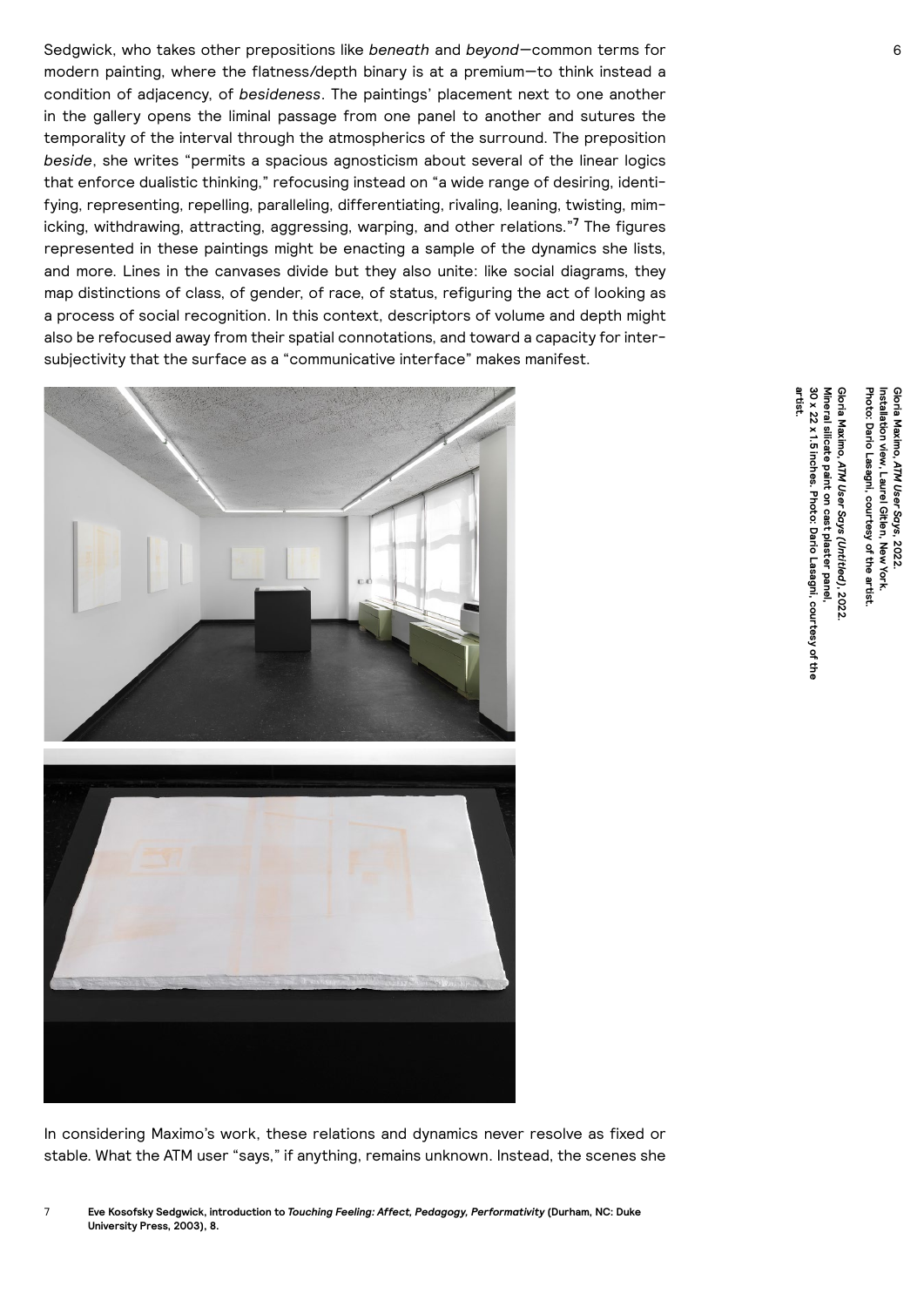Sedgwick, who takes other prepositions like *beneath* and *beyond*—common terms for modern painting, where the flatness/depth binary is at a premium—to think instead a condition of adjacency, of *besideness*. The paintings' placement next to one another in the gallery opens the liminal passage from one panel to another and sutures the temporality of the interval through the atmospherics of the surround. The preposition *beside*, she writes "permits a spacious agnosticism about several of the linear logics that enforce dualistic thinking," refocusing instead on "a wide range of desiring, identifying, representing, repelling, paralleling, differentiating, rivaling, leaning, twisting, mimicking, withdrawing, attracting, aggressing, warping, and other relations."[7] The figures represented in these paintings might be enacting a sample of the dynamics she lists, and more. Lines in the canvases divide but they also unite: like social diagrams, they map distinctions of class, of gender, of race, of status, refiguring the act of looking as a process of social recognition. In this context, descriptors of volume and depth might also be refocused away from their spatial connotations, and toward a capacity for intersubjectivity that the surface as a "communicative interface" makes manifest.

**Gloria Maximo, *ATM User Says*, 2022. Installation view, Laurel Gitlen, New York. Photo: Dario Lasagni, courtesy of the artist.**

**Gloria Maximo, *ATM User Says (Untitled)*, 2022. Mineral silicate paint on cast plaster panel, 30 x 22 x 1.5 inches. Photo: Dario Lasagni, courtesy of the artist.**

In considering Maximo's work, these relations and dynamics never resolve as fixed or stable. What the ATM user "says," if anything, remains unknown. Instead, the scenes she

7 **Eve Kosofsky Sedgwick, introduction to *Touching Feeling: Affect, Pedagogy, Performativity* (Durham, NC: Duke University Press, 2003), 8.**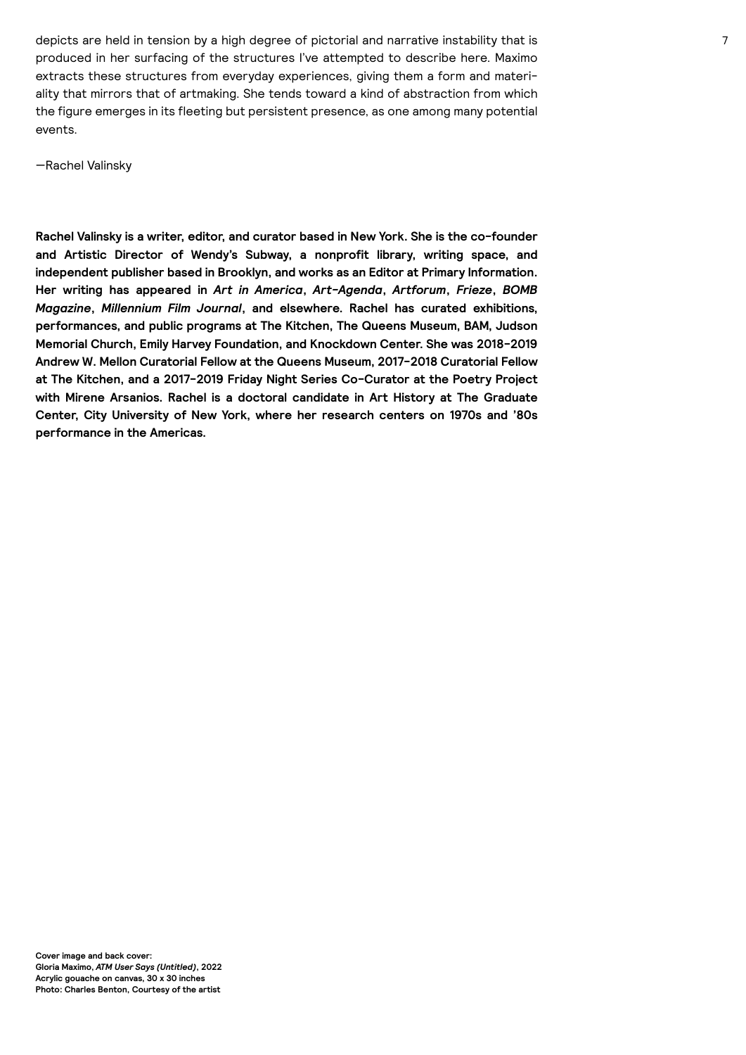depicts are held in tension by a high degree of pictorial and narrative instability that is produced in her surfacing of the structures I've attempted to describe here. Maximo extracts these structures from everyday experiences, giving them a form and materiality that mirrors that of artmaking. She tends toward a kind of abstraction from which the figure emerges in its fleeting but persistent presence, as one among many potential events.

—Rachel Valinsky

**Rachel Valinsky is a writer, editor, and curator based in New York. She is the co-founder and Artistic Director of Wendy's Subway, a nonprofit library, writing space, and independent publisher based in Brooklyn, and works as an Editor at Primary Information. Her writing has appeared in *Art in America*, *Art-Agenda*, *Artforum*, *Frieze*, *BOMB Magazine*, *Millennium Film Journal*, and elsewhere. Rachel has curated exhibitions, performances, and public programs at The Kitchen, The Queens Museum, BAM, Judson Memorial Church, Emily Harvey Foundation, and Knockdown Center. She was 2018-2019 Andrew W. Mellon Curatorial Fellow at the Queens Museum, 2017-2018 Curatorial Fellow at The Kitchen, and a 2017-2019 Friday Night Series Co-Curator at the Poetry Project with Mirene Arsanios. Rachel is a doctoral candidate in Art History at The Graduate Center, City University of New York, where her research centers on 1970s and '80s performance in the Americas.**

**Cover image and back cover:**
**Gloria Maximo, *ATM User Says (Untitled)*, 2022**
**Acrylic gouache on canvas, 30 x 30 inches**
**Photo: Charles Benton, Courtesy of the artist**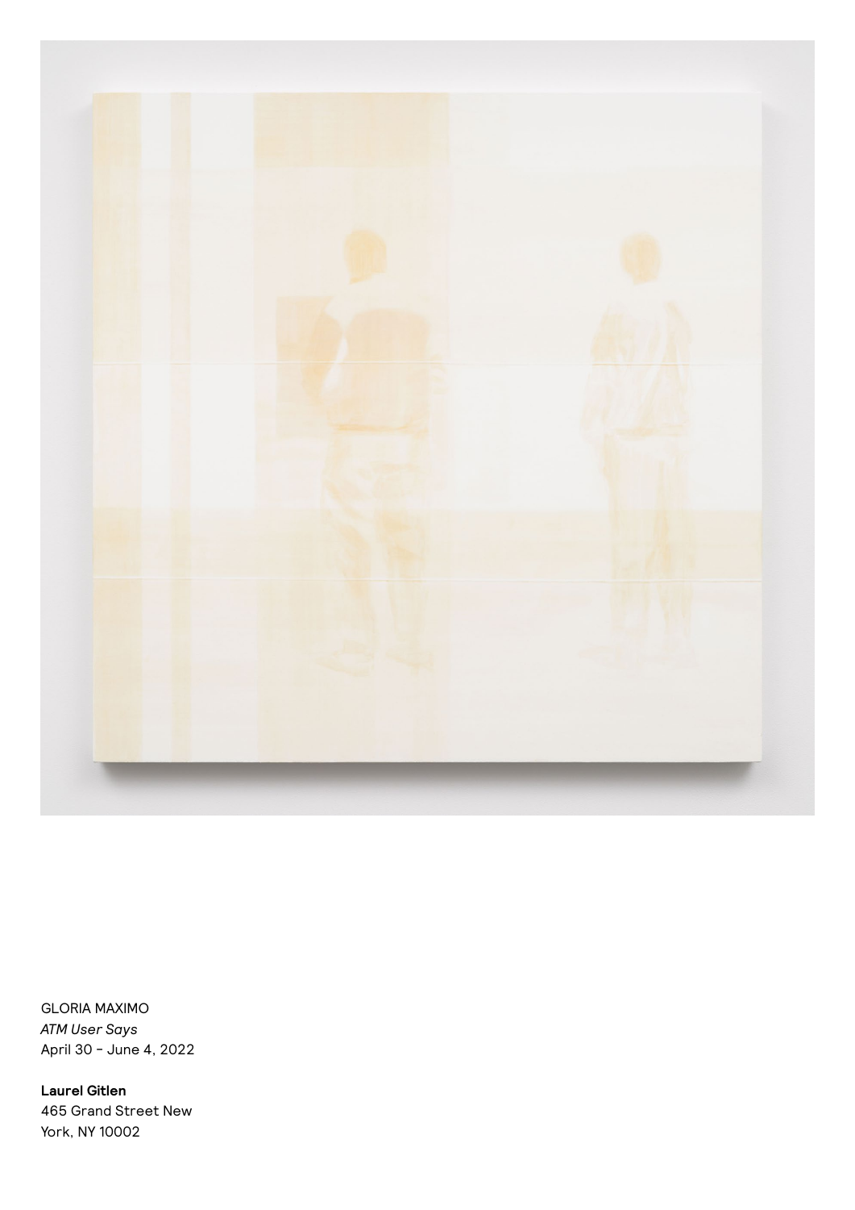GLORIA MAXIMO
*ATM User Says*
April 30 - June 4, 2022

**Laurel Gitlen**
465 Grand Street New
York, NY 10002